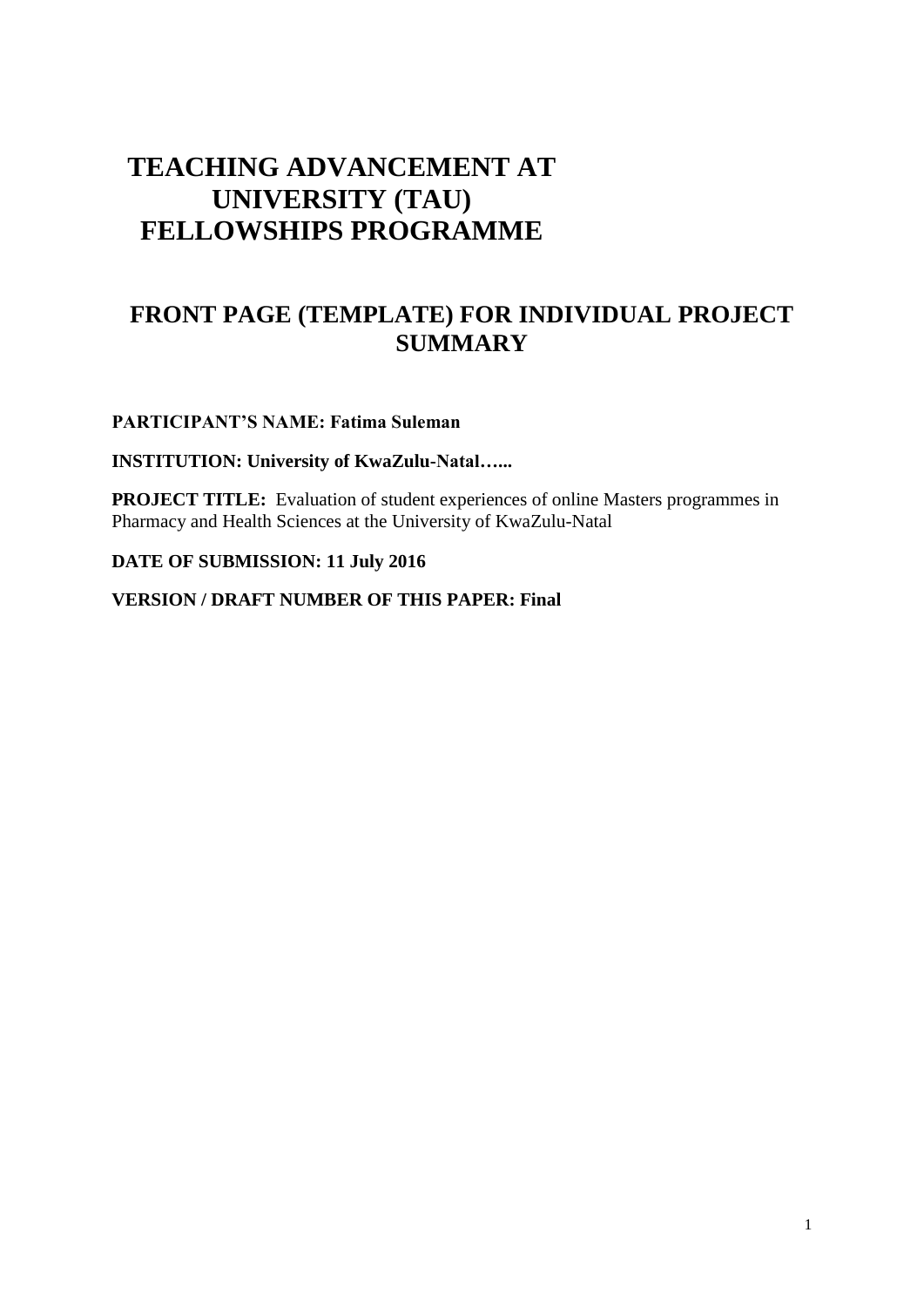# TEACHING ADVANCEMENT AT UNIVERSITY (TAU) FELLOWSHIPS PROGRAMME

## FRONT PAGE (TEMPLATE) FOR INDIVIDUAL PROJECT SUMMARY

**PARTICIPANT'S NAME: Fatima Suleman**

**INSTITUTION: University of KwaZulu-Natal…...**

**PROJECT TITLE:** Evaluation of student experiences of online Masters programmes in Pharmacy and Health Sciences at the University of KwaZulu-Natal

**DATE OF SUBMISSION: 11 July 2016**

**VERSION / DRAFT NUMBER OF THIS PAPER: Final**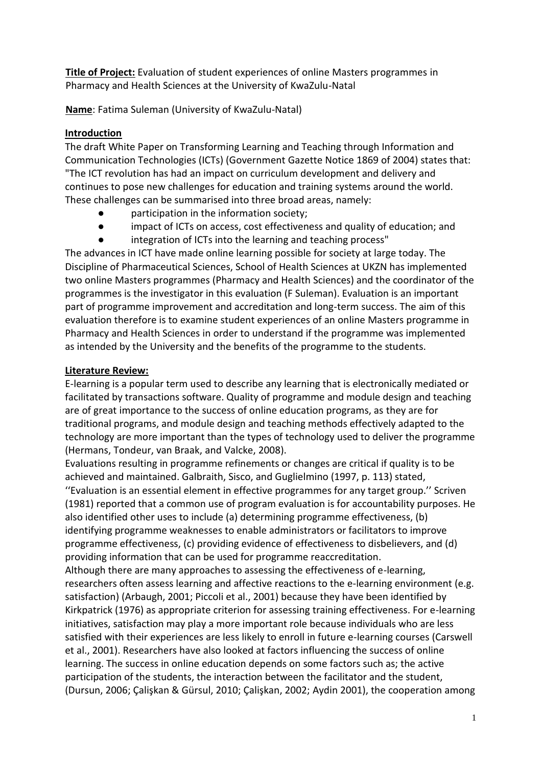**Title of Project:** Evaluation of student experiences of online Masters programmes in Pharmacy and Health Sciences at the University of KwaZulu-Natal

**Name**: Fatima Suleman (University of KwaZulu-Natal)

## Introduction

The draft White Paper on Transforming Learning and Teaching through Information and Communication Technologies (ICTs) (Government Gazette Notice 1869 of 2004) states that: "The ICT revolution has had an impact on curriculum development and delivery and continues to pose new challenges for education and training systems around the world. These challenges can be summarised into three broad areas, namely:

- participation in the information society;
- impact of ICTs on access, cost effectiveness and quality of education; and
- integration of ICTs into the learning and teaching process"

The advances in ICT have made online learning possible for society at large today. The Discipline of Pharmaceutical Sciences, School of Health Sciences at UKZN has implemented two online Masters programmes (Pharmacy and Health Sciences) and the coordinator of the programmes is the investigator in this evaluation (F Suleman). Evaluation is an important part of programme improvement and accreditation and long-term success. The aim of this evaluation therefore is to examine student experiences of an online Masters programme in Pharmacy and Health Sciences in order to understand if the programme was implemented as intended by the University and the benefits of the programme to the students.

## Literature Review:

E-learning is a popular term used to describe any learning that is electronically mediated or facilitated by transactions software. Quality of programme and module design and teaching are of great importance to the success of online education programs, as they are for traditional programs, and module design and teaching methods effectively adapted to the technology are more important than the types of technology used to deliver the programme (Hermans, Tondeur, van Braak, and Valcke, 2008).

Evaluations resulting in programme refinements or changes are critical if quality is to be achieved and maintained. Galbraith, Sisco, and Guglielmino (1997, p. 113) stated, ''Evaluation is an essential element in effective programmes for any target group.'' Scriven (1981) reported that a common use of program evaluation is for accountability purposes. He also identified other uses to include (a) determining programme effectiveness, (b) identifying programme weaknesses to enable administrators or facilitators to improve programme effectiveness, (c) providing evidence of effectiveness to disbelievers, and (d) providing information that can be used for programme reaccreditation.

Although there are many approaches to assessing the effectiveness of e-learning, researchers often assess learning and affective reactions to the e-learning environment (e.g. satisfaction) (Arbaugh, 2001; Piccoli et al., 2001) because they have been identified by Kirkpatrick (1976) as appropriate criterion for assessing training effectiveness. For e-learning initiatives, satisfaction may play a more important role because individuals who are less satisfied with their experiences are less likely to enroll in future e-learning courses (Carswell et al., 2001). Researchers have also looked at factors influencing the success of online learning. The success in online education depends on some factors such as; the active participation of the students, the interaction between the facilitator and the student, (Dursun, 2006; Çalişkan & Gürsul, 2010; Çalişkan, 2002; Aydin 2001), the cooperation among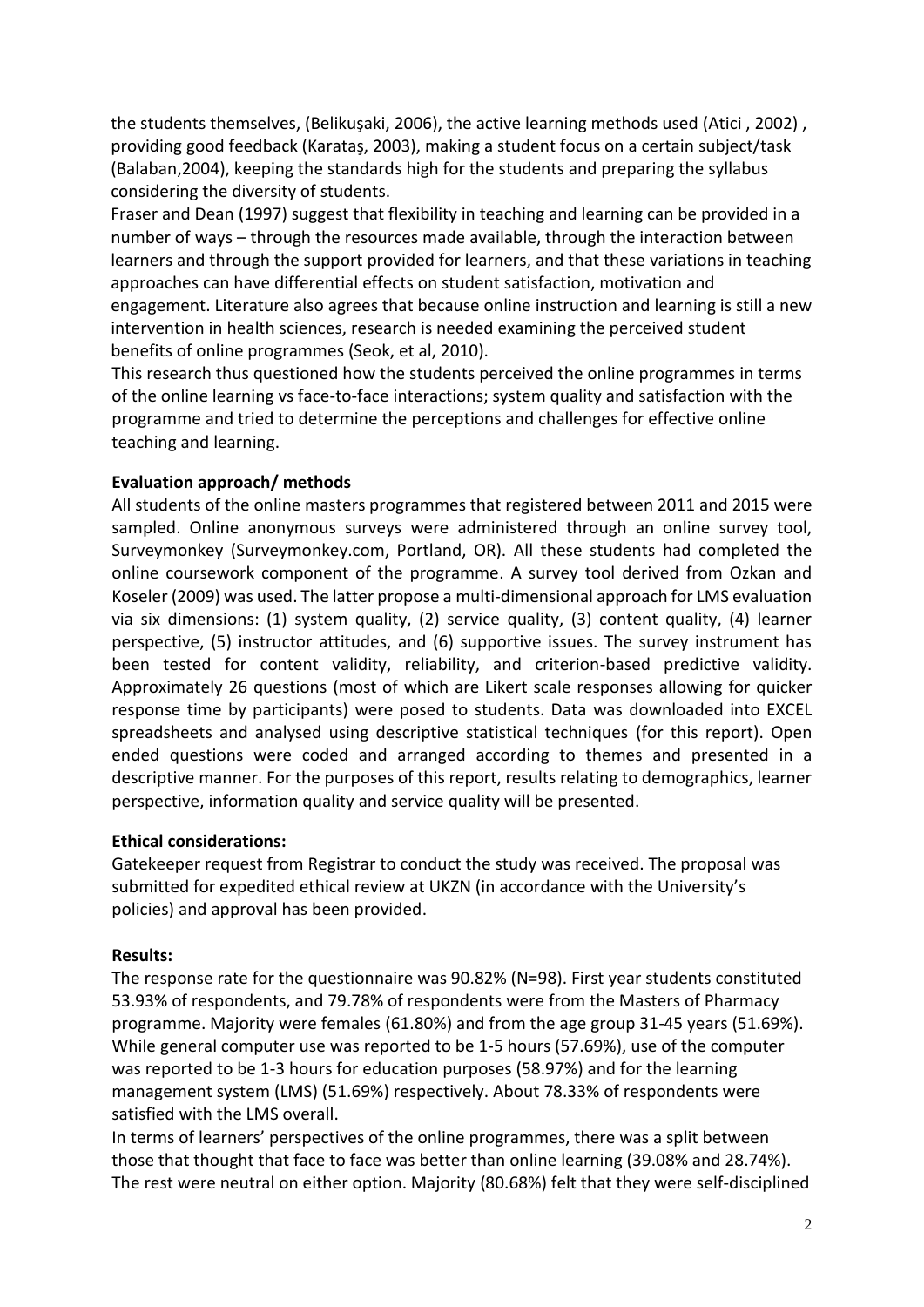the students themselves, (Belikuşaki, 2006), the active learning methods used (Atici , 2002) , providing good feedback (Karataş, 2003), making a student focus on a certain subject/task (Balaban,2004), keeping the standards high for the students and preparing the syllabus considering the diversity of students.

Fraser and Dean (1997) suggest that flexibility in teaching and learning can be provided in a number of ways – through the resources made available, through the interaction between learners and through the support provided for learners, and that these variations in teaching approaches can have differential effects on student satisfaction, motivation and engagement. Literature also agrees that because online instruction and learning is still a new intervention in health sciences, research is needed examining the perceived student benefits of online programmes (Seok, et al, 2010).

This research thus questioned how the students perceived the online programmes in terms of the online learning vs face-to-face interactions; system quality and satisfaction with the programme and tried to determine the perceptions and challenges for effective online teaching and learning.

**Evaluation approach/ methods**

All students of the online masters programmes that registered between 2011 and 2015 were sampled. Online anonymous surveys were administered through an online survey tool, Surveymonkey (Surveymonkey.com, Portland, OR). All these students had completed the online coursework component of the programme. A survey tool derived from Ozkan and Koseler (2009) was used. The latter propose a multi-dimensional approach for LMS evaluation via six dimensions: (1) system quality, (2) service quality, (3) content quality, (4) learner perspective, (5) instructor attitudes, and (6) supportive issues. The survey instrument has been tested for content validity, reliability, and criterion-based predictive validity. Approximately 26 questions (most of which are Likert scale responses allowing for quicker response time by participants) were posed to students. Data was downloaded into EXCEL spreadsheets and analysed using descriptive statistical techniques (for this report). Open ended questions were coded and arranged according to themes and presented in a descriptive manner. For the purposes of this report, results relating to demographics, learner perspective, information quality and service quality will be presented.

**Ethical considerations:**

Gatekeeper request from Registrar to conduct the study was received. The proposal was submitted for expedited ethical review at UKZN (in accordance with the University's policies) and approval has been provided.

**Results:**

The response rate for the questionnaire was 90.82% (N=98). First year students constituted 53.93% of respondents, and 79.78% of respondents were from the Masters of Pharmacy programme. Majority were females (61.80%) and from the age group 31-45 years (51.69%). While general computer use was reported to be 1-5 hours (57.69%), use of the computer was reported to be 1-3 hours for education purposes (58.97%) and for the learning management system (LMS) (51.69%) respectively. About 78.33% of respondents were satisfied with the LMS overall.

In terms of learners' perspectives of the online programmes, there was a split between those that thought that face to face was better than online learning (39.08% and 28.74%). The rest were neutral on either option. Majority (80.68%) felt that they were self-disciplined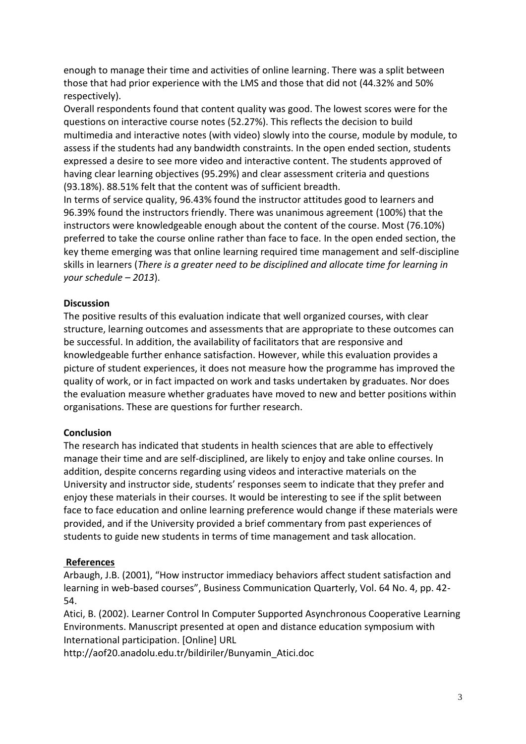enough to manage their time and activities of online learning. There was a split between those that had prior experience with the LMS and those that did not (44.32% and 50% respectively).

Overall respondents found that content quality was good. The lowest scores were for the questions on interactive course notes (52.27%). This reflects the decision to build multimedia and interactive notes (with video) slowly into the course, module by module, to assess if the students had any bandwidth constraints. In the open ended section, students expressed a desire to see more video and interactive content. The students approved of having clear learning objectives (95.29%) and clear assessment criteria and questions (93.18%). 88.51% felt that the content was of sufficient breadth.

In terms of service quality, 96.43% found the instructor attitudes good to learners and 96.39% found the instructors friendly. There was unanimous agreement (100%) that the instructors were knowledgeable enough about the content of the course. Most (76.10%) preferred to take the course online rather than face to face. In the open ended section, the key theme emerging was that online learning required time management and self-discipline skills in learners (*There is a greater need to be disciplined and allocate time for learning in your schedule – 2013*).

## Discussion

The positive results of this evaluation indicate that well organized courses, with clear structure, learning outcomes and assessments that are appropriate to these outcomes can be successful. In addition, the availability of facilitators that are responsive and knowledgeable further enhance satisfaction. However, while this evaluation provides a picture of student experiences, it does not measure how the programme has improved the quality of work, or in fact impacted on work and tasks undertaken by graduates. Nor does the evaluation measure whether graduates have moved to new and better positions within organisations. These are questions for further research.

## Conclusion

The research has indicated that students in health sciences that are able to effectively manage their time and are self-disciplined, are likely to enjoy and take online courses. In addition, despite concerns regarding using videos and interactive materials on the University and instructor side, students' responses seem to indicate that they prefer and enjoy these materials in their courses. It would be interesting to see if the split between face to face education and online learning preference would change if these materials were provided, and if the University provided a brief commentary from past experiences of students to guide new students in terms of time management and task allocation.

## References

Arbaugh, J.B. (2001), "How instructor immediacy behaviors affect student satisfaction and learning in web-based courses", Business Communication Quarterly, Vol. 64 No. 4, pp. 42-54.

Atici, B. (2002). Learner Control In Computer Supported Asynchronous Cooperative Learning Environments. Manuscript presented at open and distance education symposium with International participation. [Online] URL http://aof20.anadolu.edu.tr/bildiriler/Bunyamin_Atici.doc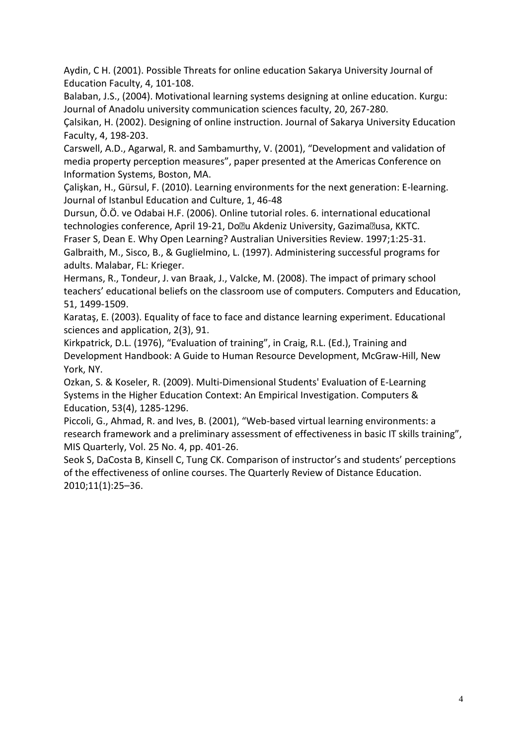Aydin, C H. (2001). Possible Threats for online education Sakarya University Journal of Education Faculty, 4, 101-108.

Balaban, J.S., (2004). Motivational learning systems designing at online education. Kurgu: Journal of Anadolu university communication sciences faculty, 20, 267-280.

Çalsikan, H. (2002). Designing of online instruction. Journal of Sakarya University Education Faculty, 4, 198-203.

Carswell, A.D., Agarwal, R. and Sambamurthy, V. (2001), "Development and validation of media property perception measures", paper presented at the Americas Conference on Information Systems, Boston, MA.

Çalişkan, H., Gürsul, F. (2010). Learning environments for the next generation: E-learning. Journal of Istanbul Education and Culture, 1, 46-48

Dursun, Ö.Ö. ve Odabai H.F. (2006). Online tutorial roles. 6. international educational technologies conference, April 19-21, Do�u Akdeniz University, Gazima�usa, KKTC.

Fraser S, Dean E. Why Open Learning? Australian Universities Review. 1997;1:25-31.

Galbraith, M., Sisco, B., & Guglielmino, L. (1997). Administering successful programs for adults. Malabar, FL: Krieger.

Hermans, R., Tondeur, J. van Braak, J., Valcke, M. (2008). The impact of primary school teachers' educational beliefs on the classroom use of computers. Computers and Education, 51, 1499-1509.

Karataş, E. (2003). Equality of face to face and distance learning experiment. Educational sciences and application, 2(3), 91.

Kirkpatrick, D.L. (1976), "Evaluation of training", in Craig, R.L. (Ed.), Training and Development Handbook: A Guide to Human Resource Development, McGraw-Hill, New York, NY.

Ozkan, S. & Koseler, R. (2009). Multi-Dimensional Students' Evaluation of E-Learning Systems in the Higher Education Context: An Empirical Investigation. Computers & Education, 53(4), 1285-1296.

Piccoli, G., Ahmad, R. and Ives, B. (2001), "Web-based virtual learning environments: a research framework and a preliminary assessment of effectiveness in basic IT skills training", MIS Quarterly, Vol. 25 No. 4, pp. 401-26.

Seok S, DaCosta B, Kinsell C, Tung CK. Comparison of instructor's and students' perceptions of the effectiveness of online courses. The Quarterly Review of Distance Education. 2010;11(1):25–36.